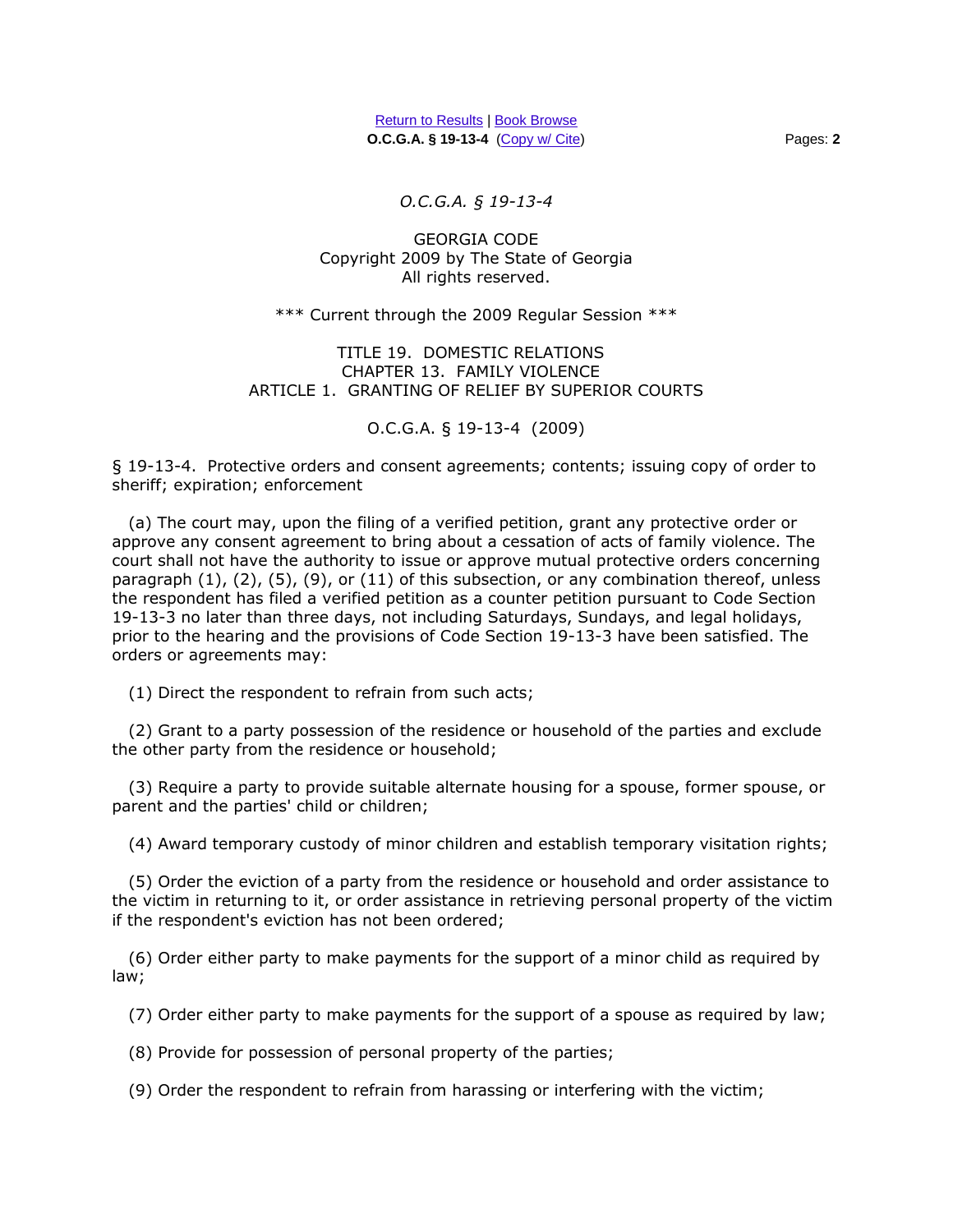*O.C.G.A. § 19-13-4*

GEORGIA CODE
Copyright 2009 by The State of Georgia
All rights reserved.

*** Current through the 2009 Regular Session ***

TITLE 19. DOMESTIC RELATIONS
CHAPTER 13. FAMILY VIOLENCE
ARTICLE 1. GRANTING OF RELIEF BY SUPERIOR COURTS

O.C.G.A. § 19-13-4 (2009)

§ 19-13-4. Protective orders and consent agreements; contents; issuing copy of order to sheriff; expiration; enforcement

(a) The court may, upon the filing of a verified petition, grant any protective order or approve any consent agreement to bring about a cessation of acts of family violence. The court shall not have the authority to issue or approve mutual protective orders concerning paragraph (1), (2), (5), (9), or (11) of this subsection, or any combination thereof, unless the respondent has filed a verified petition as a counter petition pursuant to Code Section 19-13-3 no later than three days, not including Saturdays, Sundays, and legal holidays, prior to the hearing and the provisions of Code Section 19-13-3 have been satisfied. The orders or agreements may:

(1) Direct the respondent to refrain from such acts;

(2) Grant to a party possession of the residence or household of the parties and exclude the other party from the residence or household;

(3) Require a party to provide suitable alternate housing for a spouse, former spouse, or parent and the parties' child or children;

(4) Award temporary custody of minor children and establish temporary visitation rights;

(5) Order the eviction of a party from the residence or household and order assistance to the victim in returning to it, or order assistance in retrieving personal property of the victim if the respondent's eviction has not been ordered;

(6) Order either party to make payments for the support of a minor child as required by law;

(7) Order either party to make payments for the support of a spouse as required by law;

(8) Provide for possession of personal property of the parties;

(9) Order the respondent to refrain from harassing or interfering with the victim;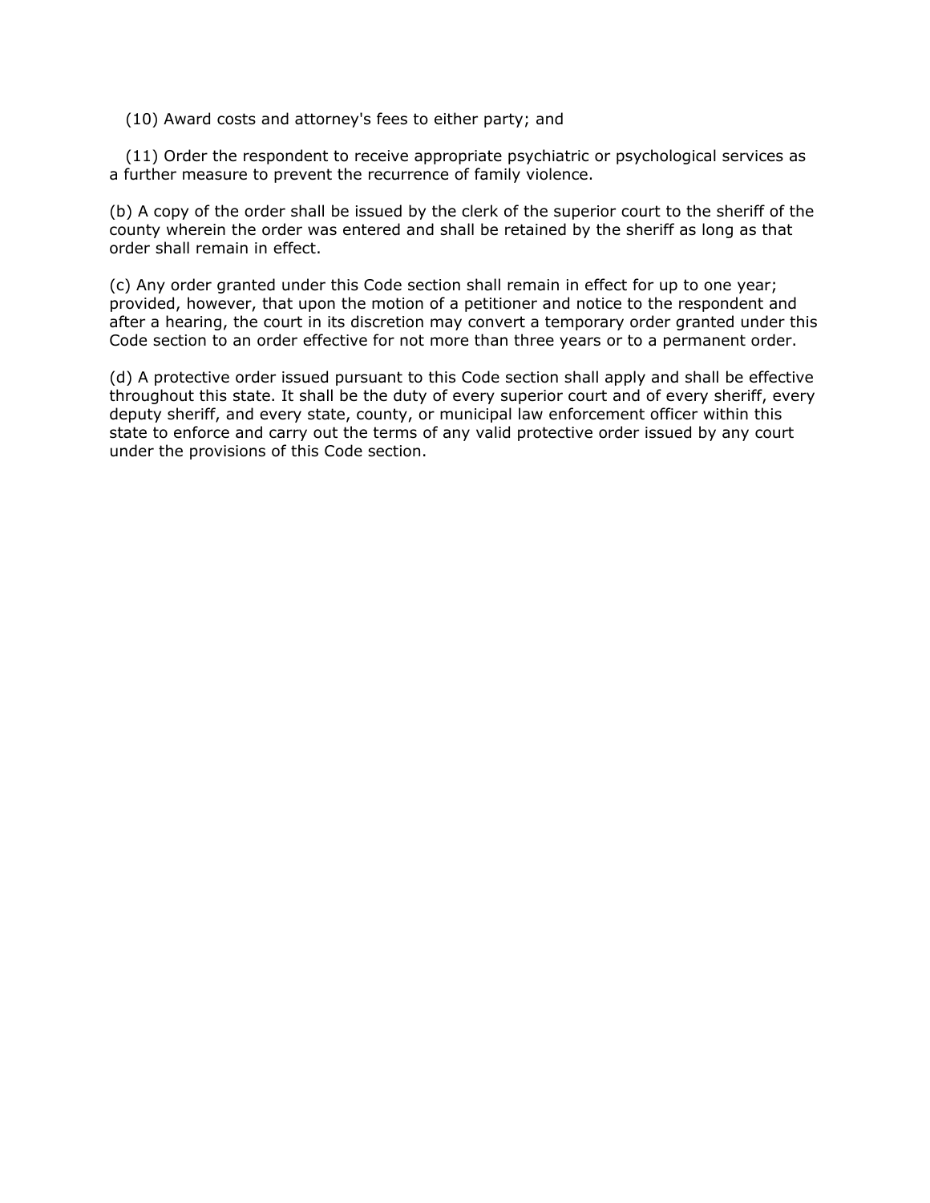(10) Award costs and attorney's fees to either party; and

(11) Order the respondent to receive appropriate psychiatric or psychological services as a further measure to prevent the recurrence of family violence.

(b) A copy of the order shall be issued by the clerk of the superior court to the sheriff of the county wherein the order was entered and shall be retained by the sheriff as long as that order shall remain in effect.

(c) Any order granted under this Code section shall remain in effect for up to one year; provided, however, that upon the motion of a petitioner and notice to the respondent and after a hearing, the court in its discretion may convert a temporary order granted under this Code section to an order effective for not more than three years or to a permanent order.

(d) A protective order issued pursuant to this Code section shall apply and shall be effective throughout this state. It shall be the duty of every superior court and of every sheriff, every deputy sheriff, and every state, county, or municipal law enforcement officer within this state to enforce and carry out the terms of any valid protective order issued by any court under the provisions of this Code section.